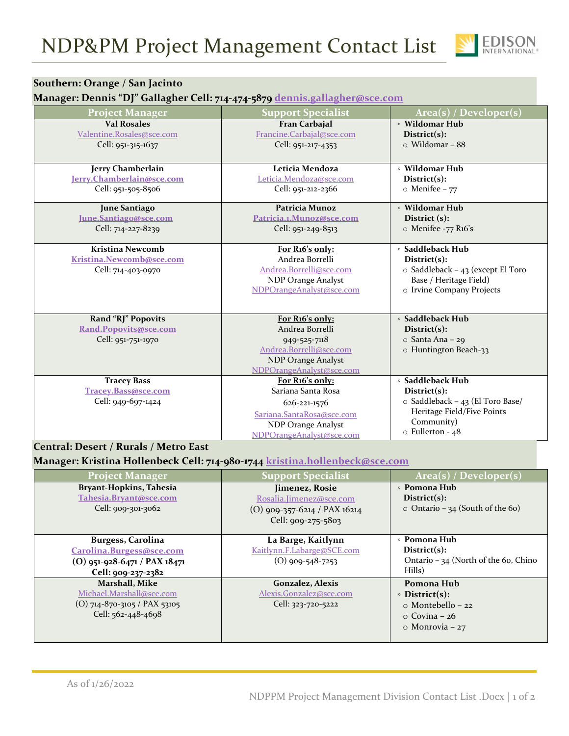# NDP&PM Project Management Contact List

## Southern: Orange / San Jacinto

**Manager: Dennis "DJ" Gallagher Cell: 714-474-5879 dennis.gallagher@sce.com**

| Project Manager | Support Specialist | Area(s) / Developer(s) |
|---|---|---|
| **Val Rosales**<br>Valentine.Rosales@sce.com<br>Cell: 951-315-1637 | **Fran Carbajal**<br>Francine.Carbajal@sce.com<br>Cell: 951-217-4353 | ◦ **Wildomar Hub**<br>**District(s):**<br>○ Wildomar – 88 |
| **Jerry Chamberlain**<br>**Jerry.Chamberlain@sce.com**<br>Cell: 951-505-8506 | **Leticia Mendoza**<br>Leticia.Mendoza@sce.com<br>Cell: 951-212-2366 | ◦ **Wildomar Hub**<br>**District(s):**<br>○ Menifee – 77 |
| **June Santiago**<br>**June.Santiago@sce.com**<br>Cell: 714-227-8239 | **Patricia Munoz**<br>**Patricia.1.Munoz@sce.com**<br>Cell: 951-249-8513 | ◦ **Wildomar Hub**<br>**District (s):**<br>○ Menifee -77 R16's |
| **Kristina Newcomb**<br>**Kristina.Newcomb@sce.com**<br>Cell: 714-403-0970 | **For R16's only:**<br>Andrea Borrelli<br>Andrea.Borrelli@sce.com<br>NDP Orange Analyst<br>NDPOrangeAnalyst@sce.com | ◦ **Saddleback Hub**<br>**District(s):**<br>○ Saddleback – 43 (except El Toro Base / Heritage Field)<br>○ Irvine Company Projects |
| **Rand "RJ" Popovits**<br>**Rand.Popovits@sce.com**<br>Cell: 951-751-1970 | **For R16's only:**<br>Andrea Borrelli<br>949-525-7118<br>Andrea.Borrelli@sce.com<br>NDP Orange Analyst<br>NDPOrangeAnalyst@sce.com | ◦ **Saddleback Hub**<br>**District(s):**<br>○ Santa Ana – 29<br>○ Huntington Beach-33 |
| **Tracey Bass**<br>**Tracey.Bass@sce.com**<br>Cell: 949-697-1424 | **For R16's only:**<br>Sariana Santa Rosa<br>626-221-1576<br>Sariana.SantaRosa@sce.com<br>NDP Orange Analyst<br>NDPOrangeAnalyst@sce.com | ◦ **Saddleback Hub**<br>**District(s):**<br>○ Saddleback – 43 (El Toro Base/ Heritage Field/Five Points Community)<br>○ Fullerton - 48 |

## Central: Desert / Rurals / Metro East

**Manager: Kristina Hollenbeck Cell: 714-980-1744 kristina.hollenbeck@sce.com**

| Project Manager | Support Specialist | Area(s) / Developer(s) |
|---|---|---|
| **Bryant-Hopkins, Tahesia**<br>**Tahesia.Bryant@sce.com**<br>Cell: 909-301-3062 | **Jimenez, Rosie**<br>Rosalia.Jimenez@sce.com<br>(O) 909-357-6214 / PAX 16214<br>Cell: 909-275-5803 | ◦ **Pomona Hub**<br>**District(s):**<br>○ Ontario – 34 (South of the 60) |
| **Burgess, Carolina**<br>**Carolina.Burgess@sce.com**<br>**(O) 951-928-6471 / PAX 18471**<br>**Cell: 909-237-2382** | **La Barge, Kaitlynn**<br>Kaitlynn.F.Labarge@SCE.com<br>(O) 909-548-7253 | ◦ **Pomona Hub**<br>**District(s):**<br>Ontario – 34 (North of the 60, Chino Hills) |
| **Marshall, Mike**<br>Michael.Marshall@sce.com<br>(O) 714-870-3105 / PAX 53105<br>Cell: 562-448-4698 | **Gonzalez, Alexis**<br>Alexis.Gonzalez@sce.com<br>Cell: 323-720-5222 | **Pomona Hub**<br>◦ **District(s):**<br>○ Montebello – 22<br>○ Covina – 26<br>○ Monrovia – 27 |

As of 1/26/2022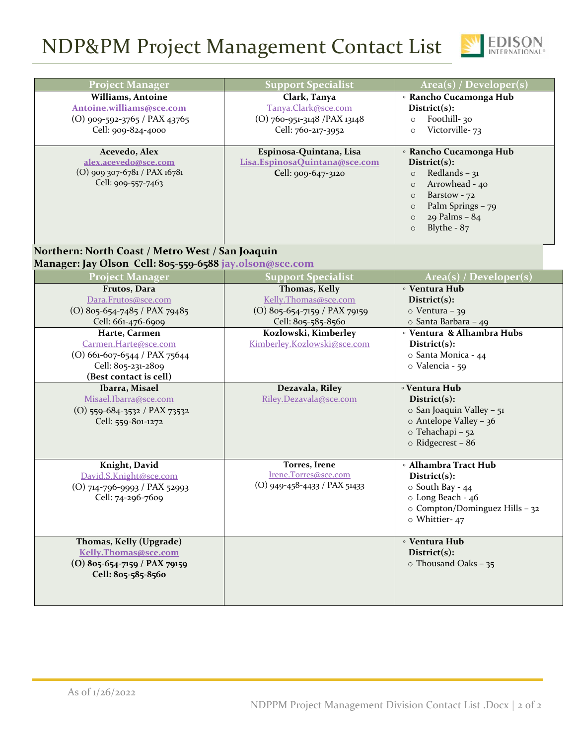# NDP&PM Project Management Contact List

| Project Manager | Support Specialist | Area(s) / Developer(s) |
|---|---|---|
| **Williams, Antoine**<br>**Antoine.williams@sce.com**<br>(O) 909-592-3765 / PAX 43765<br>Cell: 909-824-4000 | **Clark, Tanya**<br>Tanya.Clark@sce.com<br>(O) 760-951-3148 /PAX 13148<br>Cell: 760-217-3952 | ◦ **Rancho Cucamonga Hub**<br>**District(s):**<br>○ Foothill- 30<br>○ Victorville- 73 |
| **Acevedo, Alex**<br>**alex.acevedo@sce.com**<br>(O) 909 307-6781 / PAX 16781<br>Cell: 909-557-7463 | **Espinosa-Quintana, Lisa**<br>**Lisa.EspinosaQuintana@sce.com**<br>**C**ell: 909-647-3120 | ◦ **Rancho Cucamonga Hub**<br>**District(s):**<br>○ Redlands – 31<br>○ Arrowhead - 40<br>○ Barstow - 72<br>○ Palm Springs – 79<br>○ 29 Palms – 84<br>○ Blythe - 87 |

**Northern: North Coast / Metro West / San Joaquin**
**Manager: Jay Olson Cell: 805-559-6588 jay.olson@sce.com**

| Project Manager | Support Specialist | Area(s) / Developer(s) |
|---|---|---|
| **Frutos, Dara**<br>Dara.Frutos@sce.com<br>(O) 805-654-7485 / PAX 79485<br>Cell: 661-476-6909 | **Thomas, Kelly**<br>Kelly.Thomas@sce.com<br>(O) 805-654-7159 / PAX 79159<br>Cell: 805-585-8560 | ◦ **Ventura Hub**<br>**District(s):**<br>○ Ventura – 39<br>○ Santa Barbara – 49 |
| **Harte, Carmen**<br>Carmen.Harte@sce.com<br>(O) 661-607-6544 / PAX 75644<br>Cell: 805-231-2809<br>**(Best contact is cell)** | **Kozlowski, Kimberley**<br>Kimberley.Kozlowski@sce.com | ◦ **Ventura & Alhambra Hubs**<br>**District(s):**<br>○ Santa Monica - 44<br>○ Valencia - 59 |
| **Ibarra, Misael**<br>Misael.Ibarra@sce.com<br>(O) 559-684-3532 / PAX 73532<br>Cell: 559-801-1272 | **Dezavala, Riley**<br>Riley.Dezavala@sce.com | ◦ **Ventura Hub**<br>**District(s):**<br>○ San Joaquin Valley – 51<br>○ Antelope Valley – 36<br>○ Tehachapi – 52<br>○ Ridgecrest – 86 |
| **Knight, David**<br>David.S.Knight@sce.com<br>(O) 714-796-9993 / PAX 52993<br>Cell: 74-296-7609 | **Torres, Irene**<br>Irene.Torres@sce.com<br>(O) 949-458-4433 / PAX 51433 | ◦ **Alhambra Tract Hub**<br>**District(s):**<br>○ South Bay - 44<br>○ Long Beach - 46<br>○ Compton/Dominguez Hills – 32<br>○ Whittier- 47 |
| **Thomas, Kelly (Upgrade)**<br>**Kelly.Thomas@sce.com**<br>**(O) 805-654-7159 / PAX 79159**<br>**Cell: 805-585-8560** | | ◦ **Ventura Hub**<br>**District(s):**<br>○ Thousand Oaks – 35 |

As of 1/26/2022